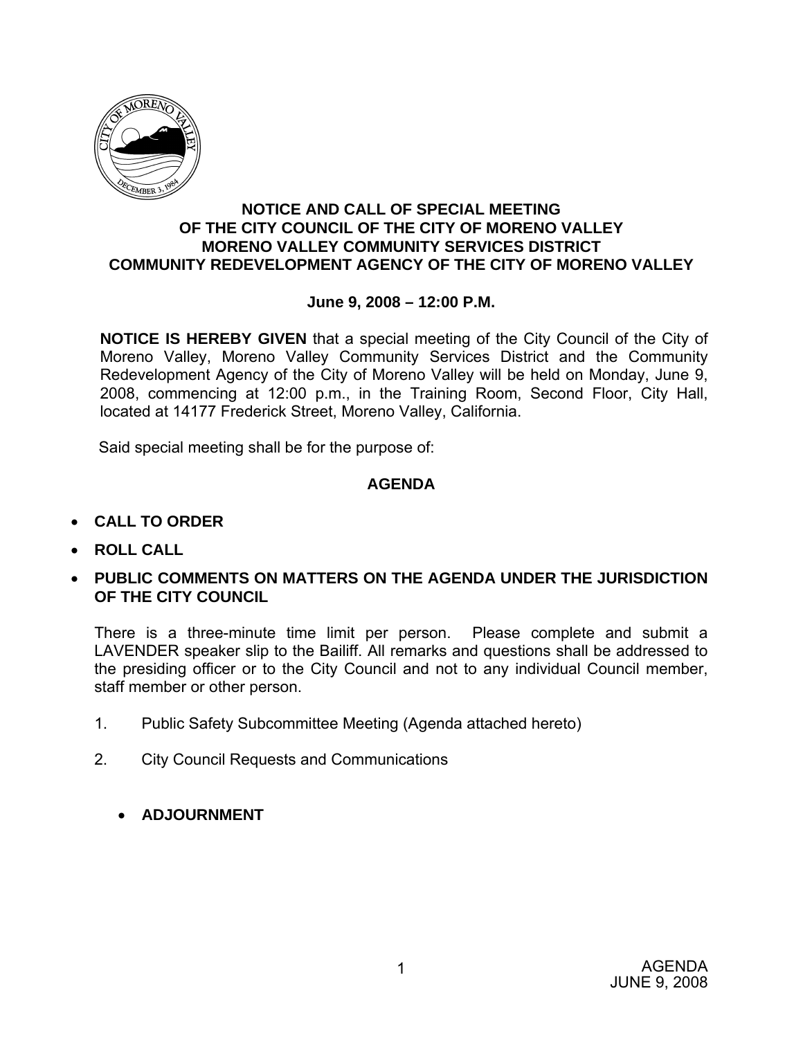**NOTICE AND CALL OF SPECIAL MEETING**
**OF THE CITY COUNCIL OF THE CITY OF MORENO VALLEY**
**MORENO VALLEY COMMUNITY SERVICES DISTRICT**
**COMMUNITY REDEVELOPMENT AGENCY OF THE CITY OF MORENO VALLEY**

**June 9, 2008 – 12:00 P.M.**

**NOTICE IS HEREBY GIVEN** that a special meeting of the City Council of the City of Moreno Valley, Moreno Valley Community Services District and the Community Redevelopment Agency of the City of Moreno Valley will be held on Monday, June 9, 2008, commencing at 12:00 p.m., in the Training Room, Second Floor, City Hall, located at 14177 Frederick Street, Moreno Valley, California.

Said special meeting shall be for the purpose of:

**AGENDA**

- **CALL TO ORDER**
- **ROLL CALL**
- **PUBLIC COMMENTS ON MATTERS ON THE AGENDA UNDER THE JURISDICTION OF THE CITY COUNCIL**

There is a three-minute time limit per person. Please complete and submit a LAVENDER speaker slip to the Bailiff. All remarks and questions shall be addressed to the presiding officer or to the City Council and not to any individual Council member, staff member or other person.

1. Public Safety Subcommittee Meeting (Agenda attached hereto)
2. City Council Requests and Communications

- **ADJOURNMENT**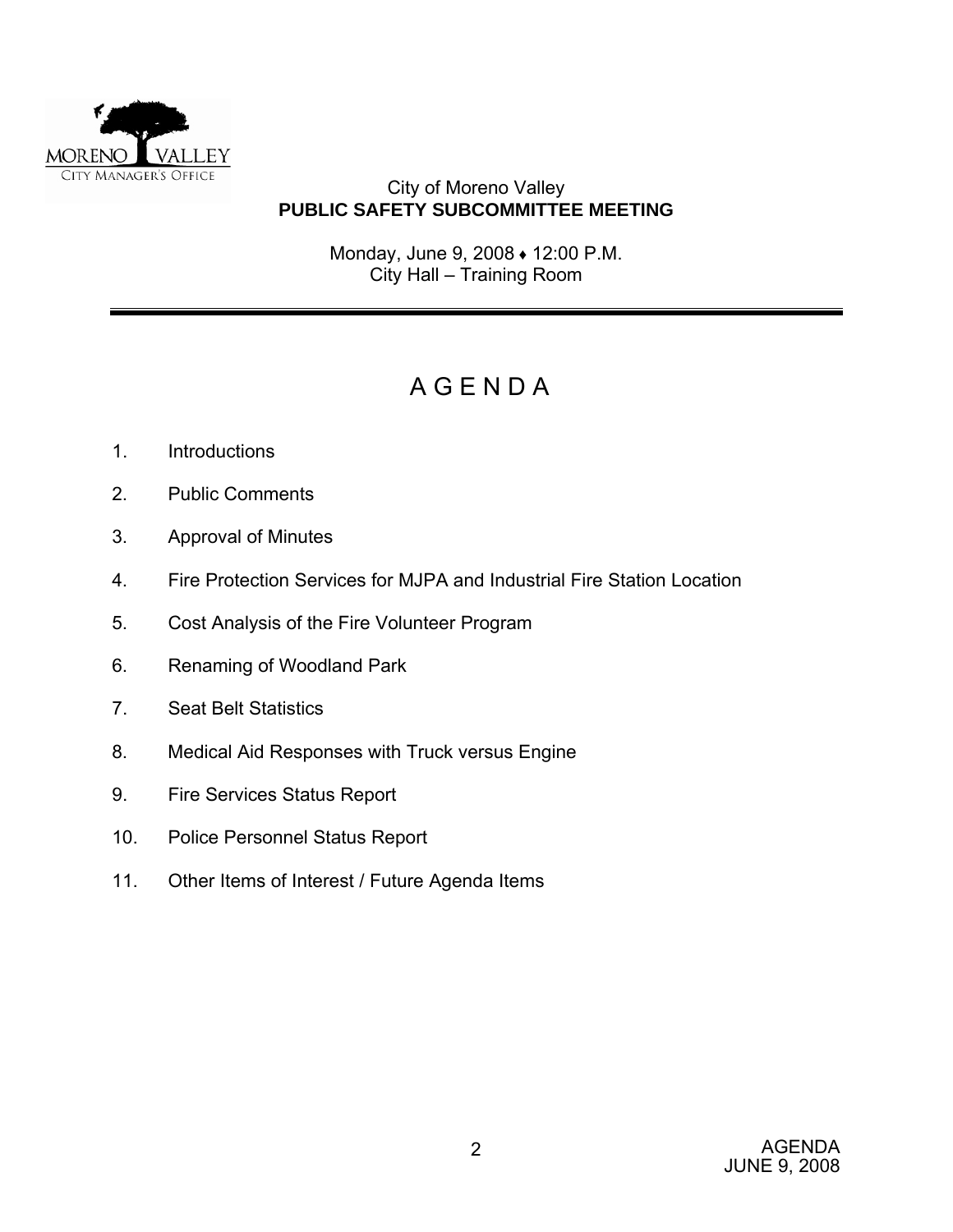City of Moreno Valley
**PUBLIC SAFETY SUBCOMMITTEE MEETING**

Monday, June 9, 2008 ♦ 12:00 P.M.
City Hall – Training Room

---

# A G E N D A

1. Introductions
2. Public Comments
3. Approval of Minutes
4. Fire Protection Services for MJPA and Industrial Fire Station Location
5. Cost Analysis of the Fire Volunteer Program
6. Renaming of Woodland Park
7. Seat Belt Statistics
8. Medical Aid Responses with Truck versus Engine
9. Fire Services Status Report
10. Police Personnel Status Report
11. Other Items of Interest / Future Agenda Items